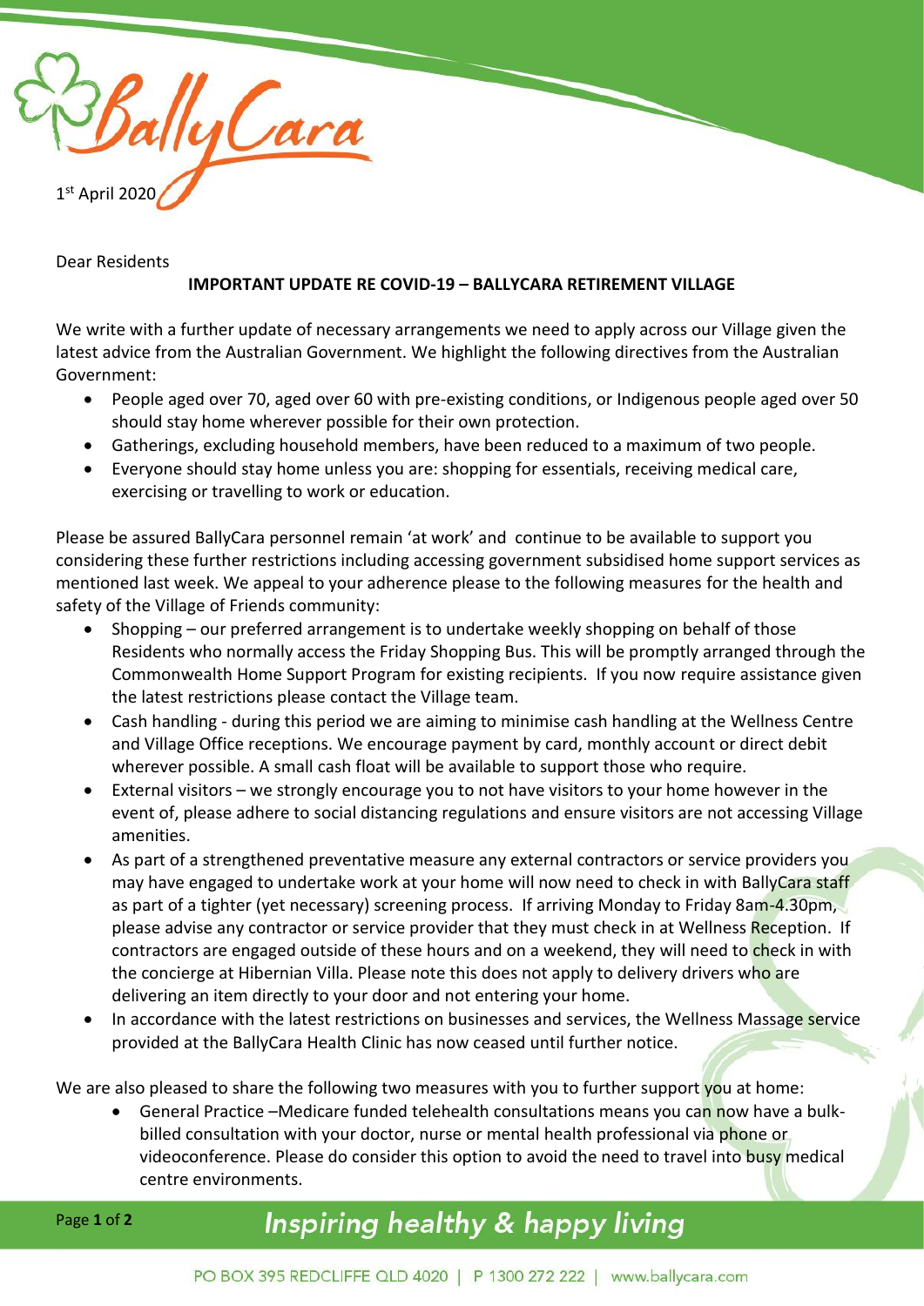1st April 2020

Dear Residents

**IMPORTANT UPDATE RE COVID-19 – BALLYCARA RETIREMENT VILLAGE**

We write with a further update of necessary arrangements we need to apply across our Village given the latest advice from the Australian Government. We highlight the following directives from the Australian Government:

- People aged over 70, aged over 60 with pre-existing conditions, or Indigenous people aged over 50 should stay home wherever possible for their own protection.
- Gatherings, excluding household members, have been reduced to a maximum of two people.
- Everyone should stay home unless you are: shopping for essentials, receiving medical care, exercising or travelling to work or education.

Please be assured BallyCara personnel remain 'at work' and continue to be available to support you considering these further restrictions including accessing government subsidised home support services as mentioned last week. We appeal to your adherence please to the following measures for the health and safety of the Village of Friends community:

- Shopping – our preferred arrangement is to undertake weekly shopping on behalf of those Residents who normally access the Friday Shopping Bus. This will be promptly arranged through the Commonwealth Home Support Program for existing recipients. If you now require assistance given the latest restrictions please contact the Village team.
- Cash handling - during this period we are aiming to minimise cash handling at the Wellness Centre and Village Office receptions. We encourage payment by card, monthly account or direct debit wherever possible. A small cash float will be available to support those who require.
- External visitors – we strongly encourage you to not have visitors to your home however in the event of, please adhere to social distancing regulations and ensure visitors are not accessing Village amenities.
- As part of a strengthened preventative measure any external contractors or service providers you may have engaged to undertake work at your home will now need to check in with BallyCara staff as part of a tighter (yet necessary) screening process. If arriving Monday to Friday 8am-4.30pm, please advise any contractor or service provider that they must check in at Wellness Reception. If contractors are engaged outside of these hours and on a weekend, they will need to check in with the concierge at Hibernian Villa. Please note this does not apply to delivery drivers who are delivering an item directly to your door and not entering your home.
- In accordance with the latest restrictions on businesses and services, the Wellness Massage service provided at the BallyCara Health Clinic has now ceased until further notice.

We are also pleased to share the following two measures with you to further support you at home:

- General Practice –Medicare funded telehealth consultations means you can now have a bulk-billed consultation with your doctor, nurse or mental health professional via phone or videoconference. Please do consider this option to avoid the need to travel into busy medical centre environments.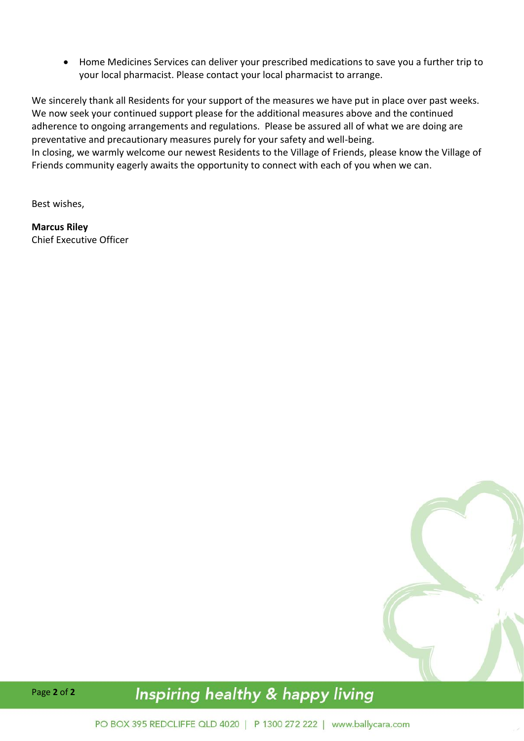- Home Medicines Services can deliver your prescribed medications to save you a further trip to your local pharmacist. Please contact your local pharmacist to arrange.

We sincerely thank all Residents for your support of the measures we have put in place over past weeks. We now seek your continued support please for the additional measures above and the continued adherence to ongoing arrangements and regulations. Please be assured all of what we are doing are preventative and precautionary measures purely for your safety and well-being.
In closing, we warmly welcome our newest Residents to the Village of Friends, please know the Village of Friends community eagerly awaits the opportunity to connect with each of you when we can.

Best wishes,

**Marcus Riley**
Chief Executive Officer

*Inspiring healthy & happy living*

PO BOX 395 REDCLIFFE QLD 4020 | P 1300 272 222 | www.ballycara.com